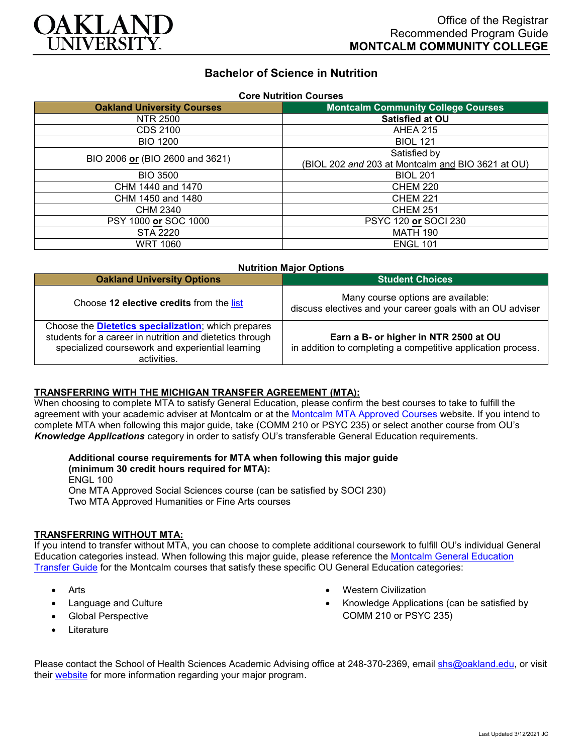Office of the Registrar
Recommended Program Guide
**MONTCALM COMMUNITY COLLEGE**

# Bachelor of Science in Nutrition

### Core Nutrition Courses

| Oakland University Courses | Montcalm Community College Courses |
|---|---|
| NTR 2500 | **Satisfied at OU** |
| CDS 2100 | AHEA 215 |
| BIO 1200 | BIOL 121 |
| BIO 2006 **or** (BIO 2600 and 3621) | Satisfied by (BIOL 202 *and* 203 at Montcalm and BIO 3621 at OU) |
| BIO 3500 | BIOL 201 |
| CHM 1440 and 1470 | CHEM 220 |
| CHM 1450 and 1480 | CHEM 221 |
| CHM 2340 | CHEM 251 |
| PSY 1000 **or** SOC 1000 | PSYC 120 **or** SOCI 230 |
| STA 2220 | MATH 190 |
| WRT 1060 | ENGL 101 |

### Nutrition Major Options

| Oakland University Options | Student Choices |
|---|---|
| Choose **12 elective credits** from the list | Many course options are available: discuss electives and your career goals with an OU adviser |
| Choose the **Dietetics specialization**; which prepares students for a career in nutrition and dietetics through specialized coursework and experiential learning activities. | **Earn a B- or higher in NTR 2500 at OU** in addition to completing a competitive application process. |

## TRANSFERRING WITH THE MICHIGAN TRANSFER AGREEMENT (MTA):

When choosing to complete MTA to satisfy General Education, please confirm the best courses to take to fulfill the agreement with your academic adviser at Montcalm or at the Montcalm MTA Approved Courses website. If you intend to complete MTA when following this major guide, take (COMM 210 or PSYC 235) or select another course from OU's ***Knowledge Applications*** category in order to satisfy OU's transferable General Education requirements.

**Additional course requirements for MTA when following this major guide (minimum 30 credit hours required for MTA):**
ENGL 100
One MTA Approved Social Sciences course (can be satisfied by SOCI 230)
Two MTA Approved Humanities or Fine Arts courses

## TRANSFERRING WITHOUT MTA:

If you intend to transfer without MTA, you can choose to complete additional coursework to fulfill OU's individual General Education categories instead. When following this major guide, please reference the Montcalm General Education Transfer Guide for the Montcalm courses that satisfy these specific OU General Education categories:

- Arts
- Language and Culture
- Global Perspective
- Literature
- Western Civilization
- Knowledge Applications (can be satisfied by COMM 210 or PSYC 235)

Please contact the School of Health Sciences Academic Advising office at 248-370-2369, email shs@oakland.edu, or visit their website for more information regarding your major program.

Last Updated 3/12/2021 JC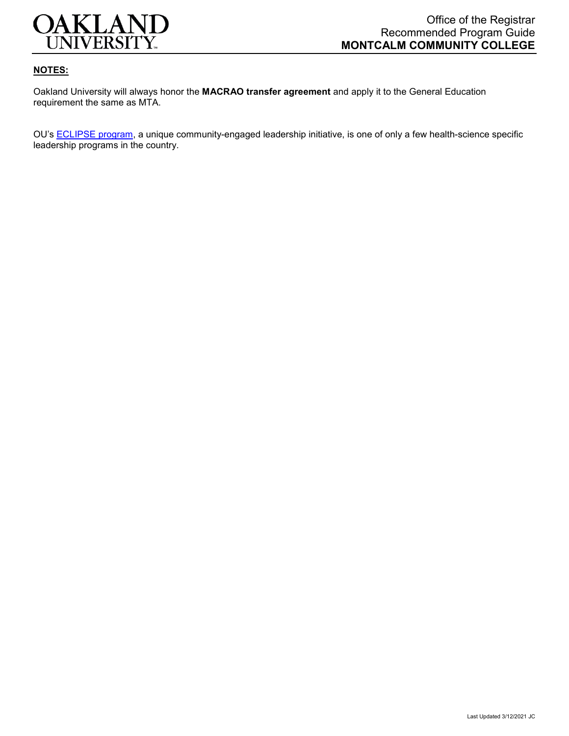**NOTES:**

Oakland University will always honor the **MACRAO transfer agreement** and apply it to the General Education requirement the same as MTA.

OU's ECLIPSE program, a unique community-engaged leadership initiative, is one of only a few health-science specific leadership programs in the country.

Last Updated 3/12/2021 JC